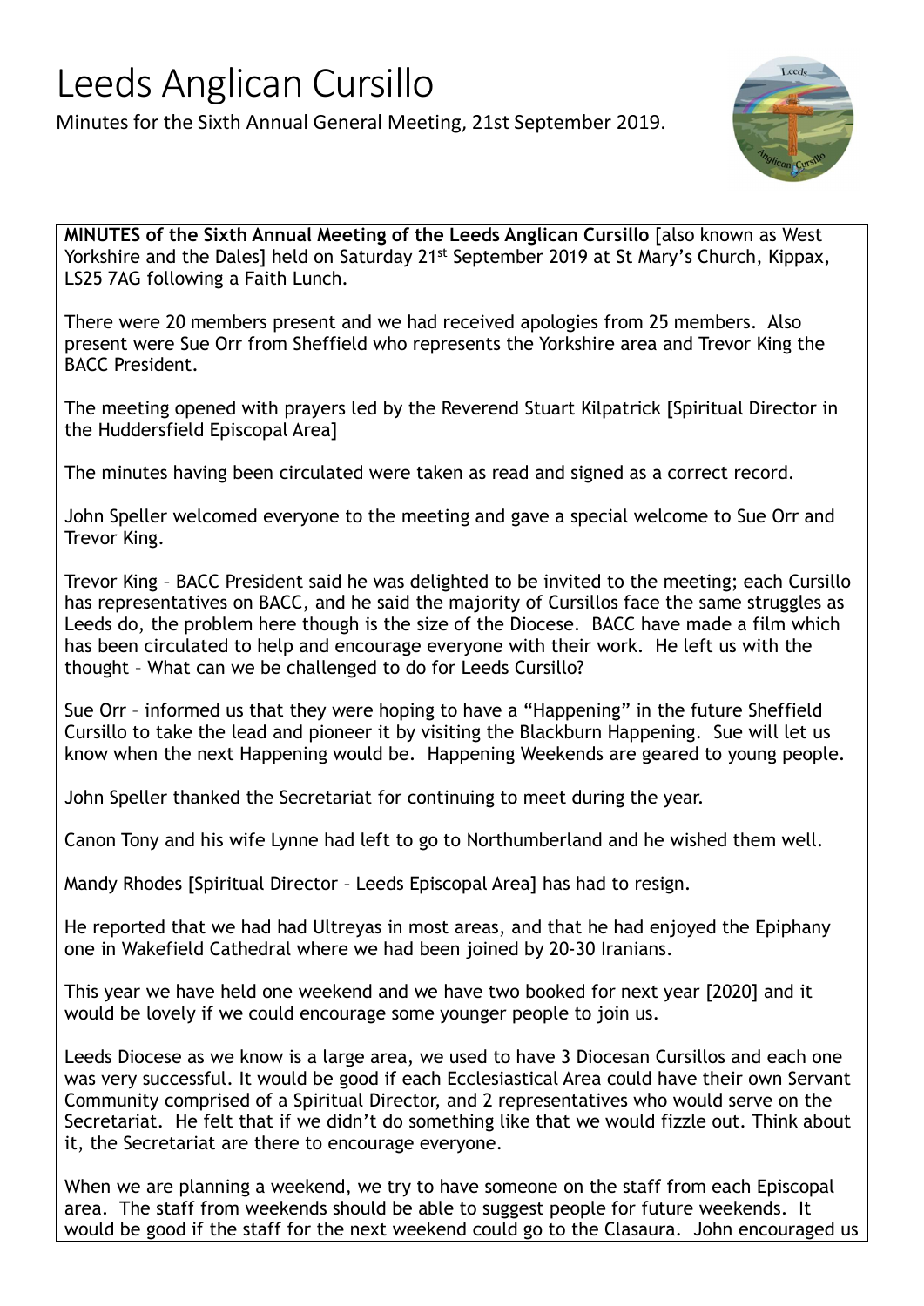# Leeds Anglican Cursillo

Minutes for the Sixth Annual General Meeting, 21st September 2019.

**MINUTES of the Sixth Annual Meeting of the Leeds Anglican Cursillo** [also known as West Yorkshire and the Dales] held on Saturday 21st September 2019 at St Mary's Church, Kippax, LS25 7AG following a Faith Lunch.

There were 20 members present and we had received apologies from 25 members. Also present were Sue Orr from Sheffield who represents the Yorkshire area and Trevor King the BACC President.

The meeting opened with prayers led by the Reverend Stuart Kilpatrick [Spiritual Director in the Huddersfield Episcopal Area]

The minutes having been circulated were taken as read and signed as a correct record.

John Speller welcomed everyone to the meeting and gave a special welcome to Sue Orr and Trevor King.

Trevor King – BACC President said he was delighted to be invited to the meeting; each Cursillo has representatives on BACC, and he said the majority of Cursillos face the same struggles as Leeds do, the problem here though is the size of the Diocese. BACC have made a film which has been circulated to help and encourage everyone with their work. He left us with the thought – What can we be challenged to do for Leeds Cursillo?

Sue Orr – informed us that they were hoping to have a "Happening" in the future Sheffield Cursillo to take the lead and pioneer it by visiting the Blackburn Happening. Sue will let us know when the next Happening would be. Happening Weekends are geared to young people.

John Speller thanked the Secretariat for continuing to meet during the year.

Canon Tony and his wife Lynne had left to go to Northumberland and he wished them well.

Mandy Rhodes [Spiritual Director – Leeds Episcopal Area] has had to resign.

He reported that we had had Ultreyas in most areas, and that he had enjoyed the Epiphany one in Wakefield Cathedral where we had been joined by 20-30 Iranians.

This year we have held one weekend and we have two booked for next year [2020] and it would be lovely if we could encourage some younger people to join us.

Leeds Diocese as we know is a large area, we used to have 3 Diocesan Cursillos and each one was very successful. It would be good if each Ecclesiastical Area could have their own Servant Community comprised of a Spiritual Director, and 2 representatives who would serve on the Secretariat. He felt that if we didn't do something like that we would fizzle out. Think about it, the Secretariat are there to encourage everyone.

When we are planning a weekend, we try to have someone on the staff from each Episcopal area. The staff from weekends should be able to suggest people for future weekends. It would be good if the staff for the next weekend could go to the Clasaura. John encouraged us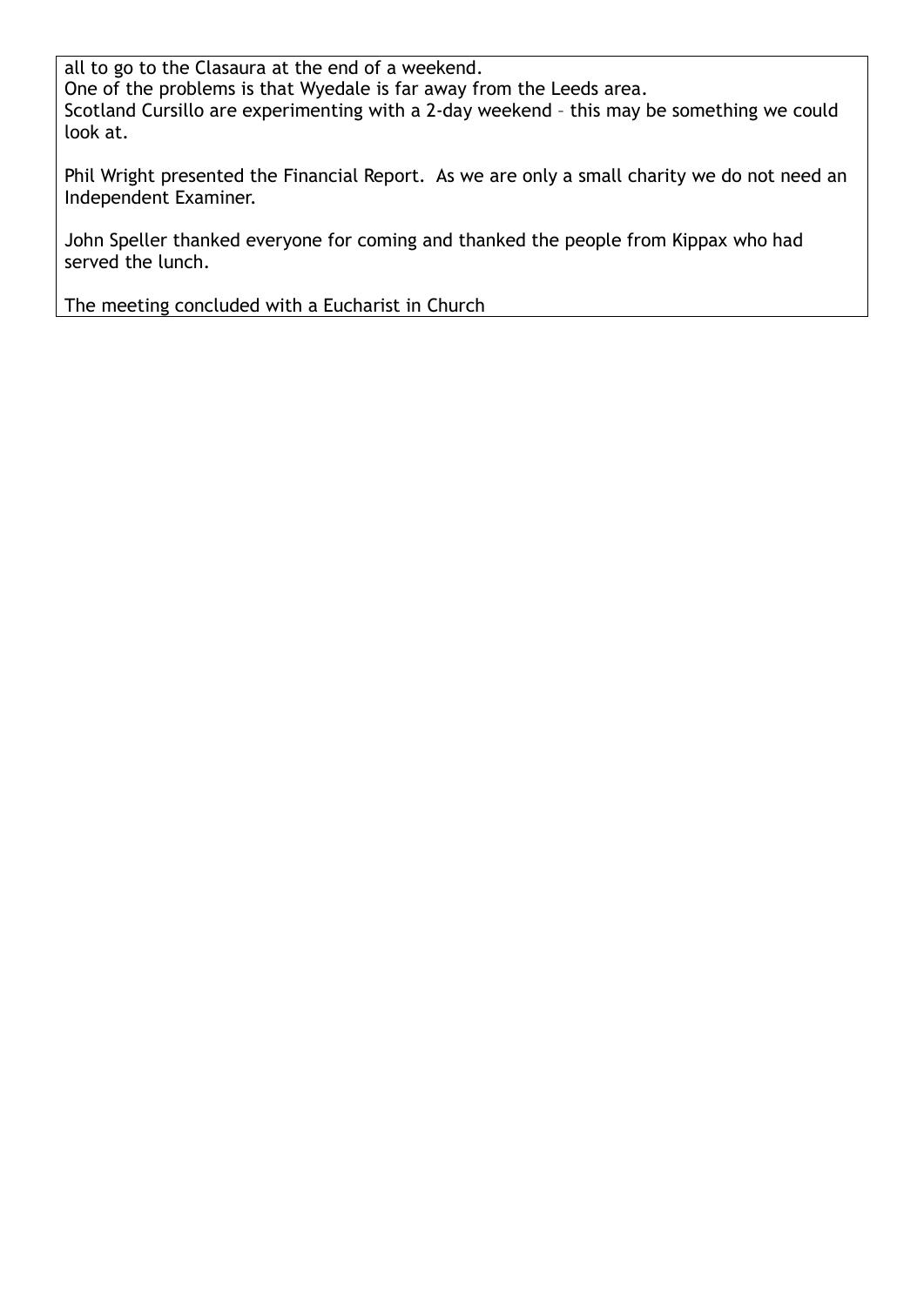all to go to the Clasaura at the end of a weekend.
One of the problems is that Wyedale is far away from the Leeds area.
Scotland Cursillo are experimenting with a 2-day weekend – this may be something we could look at.

Phil Wright presented the Financial Report. As we are only a small charity we do not need an Independent Examiner.

John Speller thanked everyone for coming and thanked the people from Kippax who had served the lunch.

The meeting concluded with a Eucharist in Church